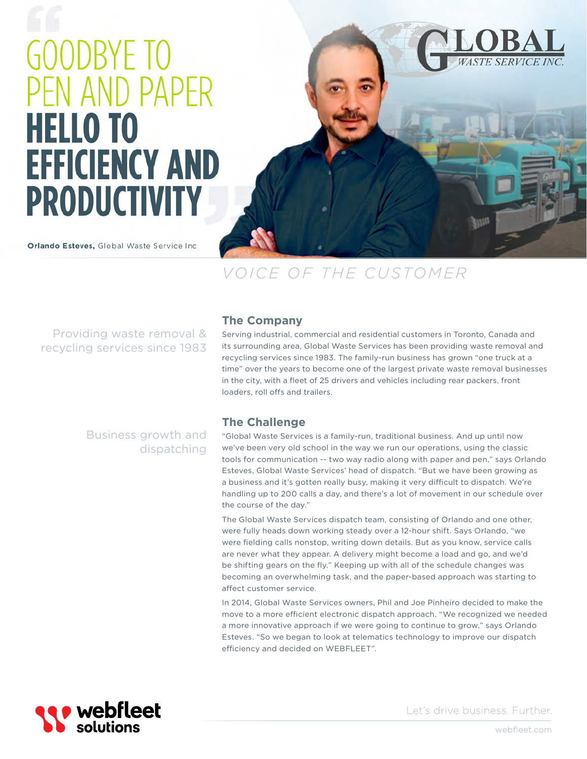# GOODBYE TO PEN AND PAPER HELLO TO EFFICIENCY AND PRODUCTIVITY

**Orlando Esteves,** Global Waste Service Inc

GLOBAL WASTE SERVICE INC.

*VOICE OF THE CUSTOMER*

Providing waste removal & recycling services since 1983

## The Company

Serving industrial, commercial and residential customers in Toronto, Canada and its surrounding area, Global Waste Services has been providing waste removal and recycling services since 1983. The family-run business has grown "one truck at a time" over the years to become one of the largest private waste removal businesses in the city, with a fleet of 25 drivers and vehicles including rear packers, front loaders, roll offs and trailers.

Business growth and dispatching

## The Challenge

"Global Waste Services is a family-run, traditional business. And up until now we've been very old school in the way we run our operations, using the classic tools for communication -- two way radio along with paper and pen," says Orlando Esteves, Global Waste Services' head of dispatch. "But we have been growing as a business and it's gotten really busy, making it very difficult to dispatch. We're handling up to 200 calls a day, and there's a lot of movement in our schedule over the course of the day."

The Global Waste Services dispatch team, consisting of Orlando and one other, were fully heads down working steady over a 12-hour shift. Says Orlando, "we were fielding calls nonstop, writing down details. But as you know, service calls are never what they appear. A delivery might become a load and go, and we'd be shifting gears on the fly." Keeping up with all of the schedule changes was becoming an overwhelming task, and the paper-based approach was starting to affect customer service.

In 2014, Global Waste Services owners, Phil and Joe Pinheiro decided to make the move to a more efficient electronic dispatch approach. "We recognized we needed a more innovative approach if we were going to continue to grow," says Orlando Esteves. "So we began to look at telematics technology to improve our dispatch efficiency and decided on WEBFLEET".

webfleet solutions

Let's drive business. Further.

webfleet.com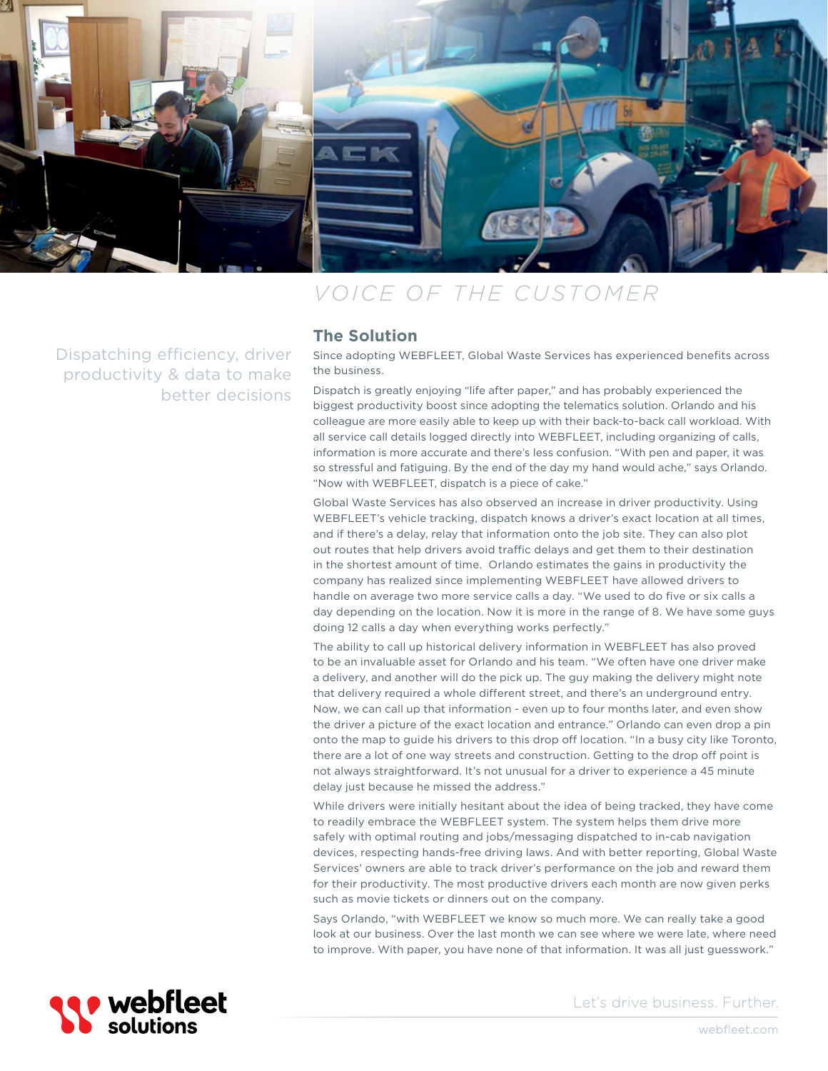VOICE OF THE CUSTOMER

Dispatching efficiency, driver productivity & data to make better decisions

## The Solution

Since adopting WEBFLEET, Global Waste Services has experienced benefits across the business.

Dispatch is greatly enjoying "life after paper," and has probably experienced the biggest productivity boost since adopting the telematics solution. Orlando and his colleague are more easily able to keep up with their back-to-back call workload. With all service call details logged directly into WEBFLEET, including organizing of calls, information is more accurate and there's less confusion. "With pen and paper, it was so stressful and fatiguing. By the end of the day my hand would ache," says Orlando. "Now with WEBFLEET, dispatch is a piece of cake."

Global Waste Services has also observed an increase in driver productivity. Using WEBFLEET's vehicle tracking, dispatch knows a driver's exact location at all times, and if there's a delay, relay that information onto the job site. They can also plot out routes that help drivers avoid traffic delays and get them to their destination in the shortest amount of time. Orlando estimates the gains in productivity the company has realized since implementing WEBFLEET have allowed drivers to handle on average two more service calls a day. "We used to do five or six calls a day depending on the location. Now it is more in the range of 8. We have some guys doing 12 calls a day when everything works perfectly."

The ability to call up historical delivery information in WEBFLEET has also proved to be an invaluable asset for Orlando and his team. "We often have one driver make a delivery, and another will do the pick up. The guy making the delivery might note that delivery required a whole different street, and there's an underground entry. Now, we can call up that information - even up to four months later, and even show the driver a picture of the exact location and entrance." Orlando can even drop a pin onto the map to guide his drivers to this drop off location. "In a busy city like Toronto, there are a lot of one way streets and construction. Getting to the drop off point is not always straightforward. It's not unusual for a driver to experience a 45 minute delay just because he missed the address."

While drivers were initially hesitant about the idea of being tracked, they have come to readily embrace the WEBFLEET system. The system helps them drive more safely with optimal routing and jobs/messaging dispatched to in-cab navigation devices, respecting hands-free driving laws. And with better reporting, Global Waste Services' owners are able to track driver's performance on the job and reward them for their productivity. The most productive drivers each month are now given perks such as movie tickets or dinners out on the company.

Says Orlando, "with WEBFLEET we know so much more. We can really take a good look at our business. Over the last month we can see where we were late, where need to improve. With paper, you have none of that information. It was all just guesswork."

webfleet solutions

Let's drive business. Further.

webfleet.com